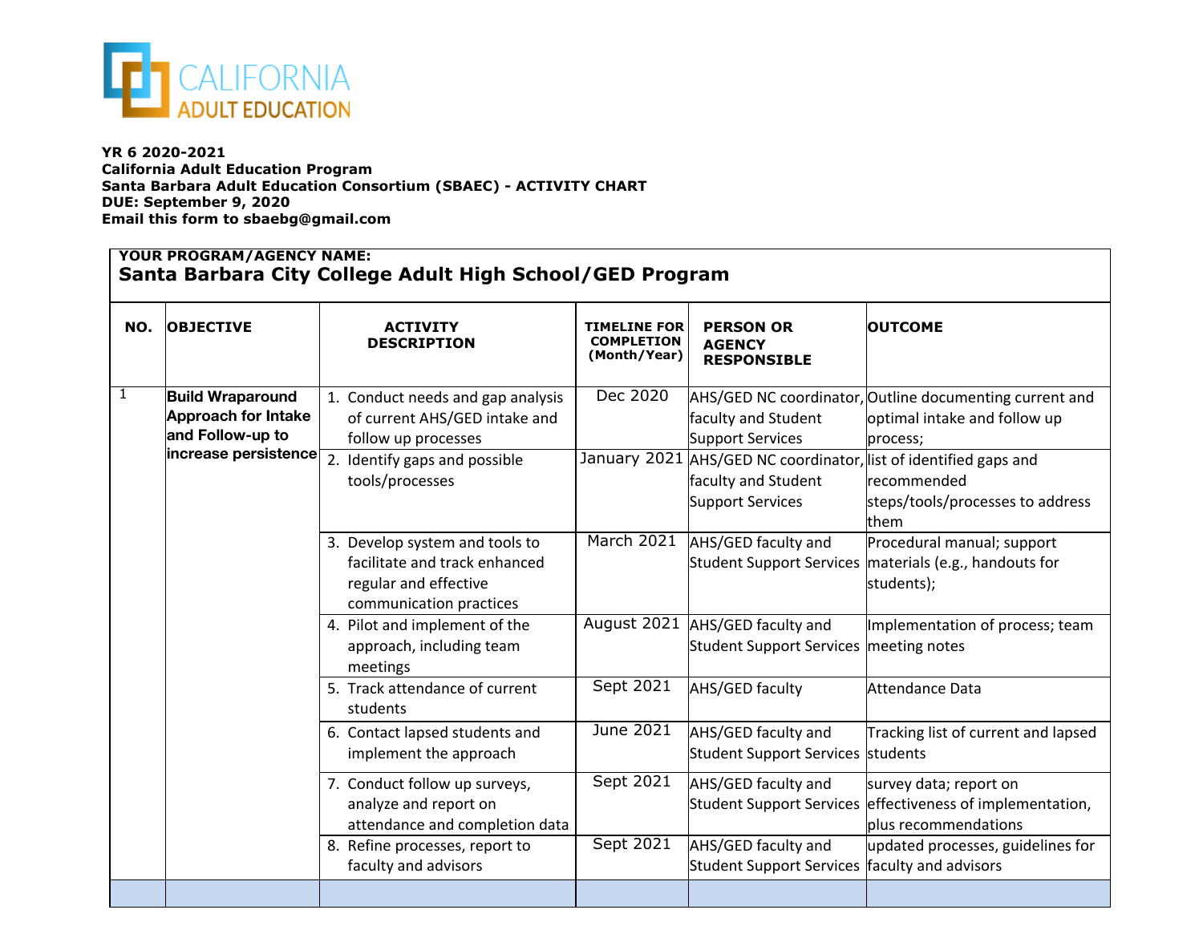CALIFORNIA ADULT EDUCATION

**YR 6 2020-2021**
**California Adult Education Program**
**Santa Barbara Adult Education Consortium (SBAEC) - ACTIVITY CHART**
**DUE: September 9, 2020**
**Email this form to sbaebg@gmail.com**

**YOUR PROGRAM/AGENCY NAME:**
**Santa Barbara City College Adult High School/GED Program**

| NO. | OBJECTIVE | ACTIVITY DESCRIPTION | TIMELINE FOR COMPLETION (Month/Year) | PERSON OR AGENCY RESPONSIBLE | OUTCOME |
|---|---|---|---|---|---|
| 1 | **Build Wraparound Approach for Intake and Follow-up to increase persistence** | 1. Conduct needs and gap analysis of current AHS/GED intake and follow up processes | Dec 2020 | AHS/GED NC coordinator, faculty and Student Support Services | Outline documenting current and optimal intake and follow up process; |
| | | 2. Identify gaps and possible tools/processes | January 2021 | AHS/GED NC coordinator, faculty and Student Support Services | list of identified gaps and recommended steps/tools/processes to address them |
| | | 3. Develop system and tools to facilitate and track enhanced regular and effective communication practices | March 2021 | AHS/GED faculty and Student Support Services | Procedural manual; support materials (e.g., handouts for students); |
| | | 4. Pilot and implement of the approach, including team meetings | August 2021 | AHS/GED faculty and Student Support Services | Implementation of process; team meeting notes |
| | | 5. Track attendance of current students | Sept 2021 | AHS/GED faculty | Attendance Data |
| | | 6. Contact lapsed students and implement the approach | June 2021 | AHS/GED faculty and Student Support Services | Tracking list of current and lapsed students |
| | | 7. Conduct follow up surveys, analyze and report on attendance and completion data | Sept 2021 | AHS/GED faculty and Student Support Services | survey data; report on effectiveness of implementation, plus recommendations |
| | | 8. Refine processes, report to faculty and advisors | Sept 2021 | AHS/GED faculty and Student Support Services | updated processes, guidelines for faculty and advisors |
| | | | | | |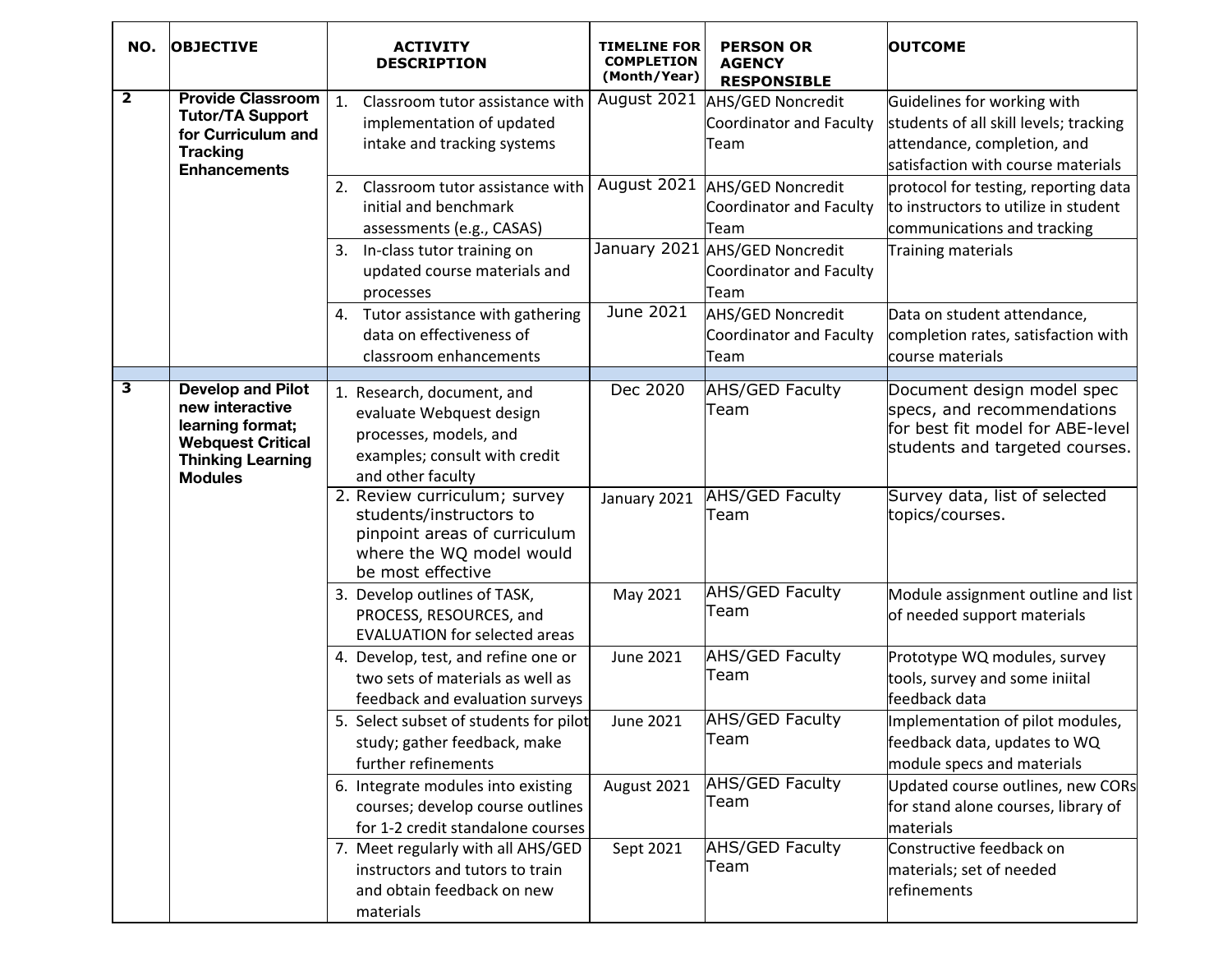| NO. | OBJECTIVE | ACTIVITY DESCRIPTION | TIMELINE FOR COMPLETION (Month/Year) | PERSON OR AGENCY RESPONSIBLE | OUTCOME |
|---|---|---|---|---|---|
| **2** | **Provide Classroom Tutor/TA Support for Curriculum and Tracking Enhancements** | 1. Classroom tutor assistance with implementation of updated intake and tracking systems | August 2021 | AHS/GED Noncredit Coordinator and Faculty Team | Guidelines for working with students of all skill levels; tracking attendance, completion, and satisfaction with course materials |
| | | 2. Classroom tutor assistance with initial and benchmark assessments (e.g., CASAS) | August 2021 | AHS/GED Noncredit Coordinator and Faculty Team | protocol for testing, reporting data to instructors to utilize in student communications and tracking |
| | | 3. In-class tutor training on updated course materials and processes | January 2021 | AHS/GED Noncredit Coordinator and Faculty Team | Training materials |
| | | 4. Tutor assistance with gathering data on effectiveness of classroom enhancements | June 2021 | AHS/GED Noncredit Coordinator and Faculty Team | Data on student attendance, completion rates, satisfaction with course materials |
| | | | | | |
| **3** | **Develop and Pilot new interactive learning format; Webquest Critical Thinking Learning Modules** | 1. Research, document, and evaluate Webquest design processes, models, and examples; consult with credit and other faculty | Dec 2020 | AHS/GED Faculty Team | Document design model spec specs, and recommendations for best fit model for ABE-level students and targeted courses. |
| | | 2. Review curriculum; survey students/instructors to pinpoint areas of curriculum where the WQ model would be most effective | January 2021 | AHS/GED Faculty Team | Survey data, list of selected topics/courses. |
| | | 3. Develop outlines of TASK, PROCESS, RESOURCES, and EVALUATION for selected areas | May 2021 | AHS/GED Faculty Team | Module assignment outline and list of needed support materials |
| | | 4. Develop, test, and refine one or two sets of materials as well as feedback and evaluation surveys | June 2021 | AHS/GED Faculty Team | Prototype WQ modules, survey tools, survey and some iniital feedback data |
| | | 5. Select subset of students for pilot study; gather feedback, make further refinements | June 2021 | AHS/GED Faculty Team | Implementation of pilot modules, feedback data, updates to WQ module specs and materials |
| | | 6. Integrate modules into existing courses; develop course outlines for 1-2 credit standalone courses | August 2021 | AHS/GED Faculty Team | Updated course outlines, new CORs for stand alone courses, library of materials |
| | | 7. Meet regularly with all AHS/GED instructors and tutors to train and obtain feedback on new materials | Sept 2021 | AHS/GED Faculty Team | Constructive feedback on materials; set of needed refinements |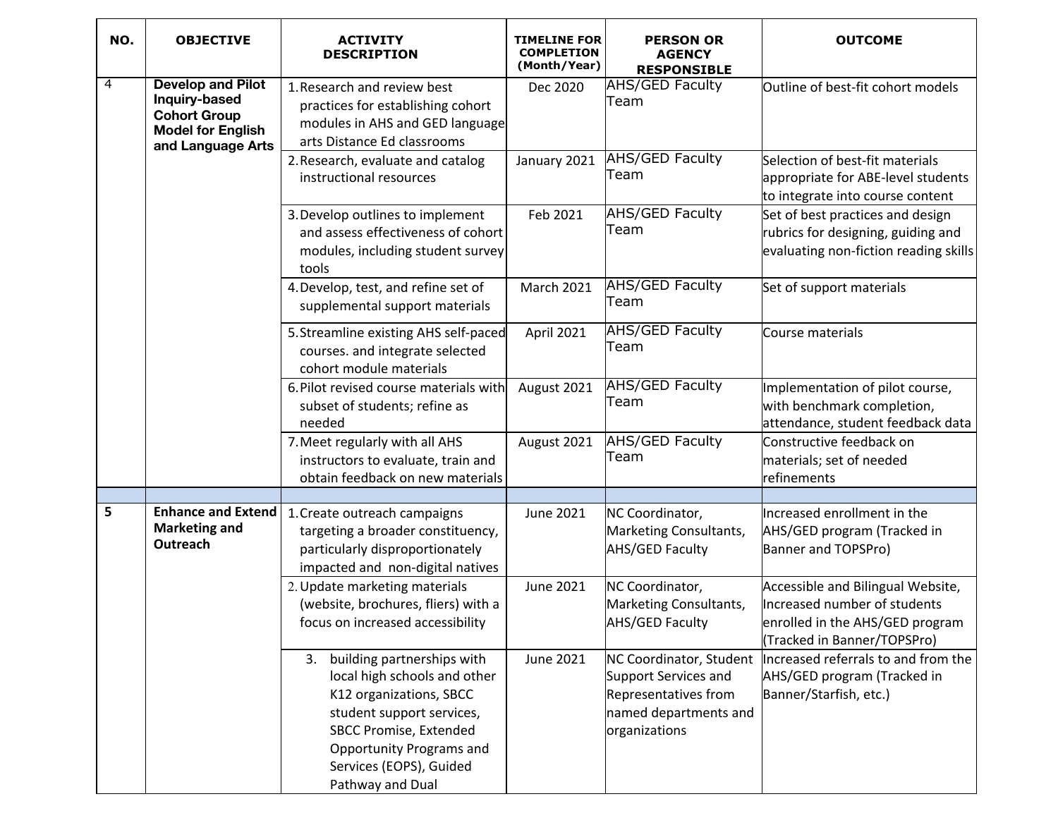| NO. | OBJECTIVE | ACTIVITY DESCRIPTION | TIMELINE FOR COMPLETION (Month/Year) | PERSON OR AGENCY RESPONSIBLE | OUTCOME |
|---|---|---|---|---|---|
| 4 | **Develop and Pilot Inquiry-based Cohort Group Model for English and Language Arts** | 1. Research and review best practices for establishing cohort modules in AHS and GED language arts Distance Ed classrooms | Dec 2020 | AHS/GED Faculty Team | Outline of best-fit cohort models |
| | | 2. Research, evaluate and catalog instructional resources | January 2021 | AHS/GED Faculty Team | Selection of best-fit materials appropriate for ABE-level students to integrate into course content |
| | | 3. Develop outlines to implement and assess effectiveness of cohort modules, including student survey tools | Feb 2021 | AHS/GED Faculty Team | Set of best practices and design rubrics for designing, guiding and evaluating non-fiction reading skills |
| | | 4. Develop, test, and refine set of supplemental support materials | March 2021 | AHS/GED Faculty Team | Set of support materials |
| | | 5. Streamline existing AHS self-paced courses. and integrate selected cohort module materials | April 2021 | AHS/GED Faculty Team | Course materials |
| | | 6. Pilot revised course materials with subset of students; refine as needed | August 2021 | AHS/GED Faculty Team | Implementation of pilot course, with benchmark completion, attendance, student feedback data |
| | | 7. Meet regularly with all AHS instructors to evaluate, train and obtain feedback on new materials | August 2021 | AHS/GED Faculty Team | Constructive feedback on materials; set of needed refinements |
| | | | | | |
| **5** | **Enhance and Extend Marketing and Outreach** | 1. Create outreach campaigns targeting a broader constituency, particularly disproportionately impacted and non-digital natives | June 2021 | NC Coordinator, Marketing Consultants, AHS/GED Faculty | Increased enrollment in the AHS/GED program (Tracked in Banner and TOPSPro) |
| | | 2. Update marketing materials (website, brochures, fliers) with a focus on increased accessibility | June 2021 | NC Coordinator, Marketing Consultants, AHS/GED Faculty | Accessible and Bilingual Website, Increased number of students enrolled in the AHS/GED program (Tracked in Banner/TOPSPro) |
| | | 3. building partnerships with local high schools and other K12 organizations, SBCC student support services, SBCC Promise, Extended Opportunity Programs and Services (EOPS), Guided Pathway and Dual | June 2021 | NC Coordinator, Student Support Services and Representatives from named departments and organizations | Increased referrals to and from the AHS/GED program (Tracked in Banner/Starfish, etc.) |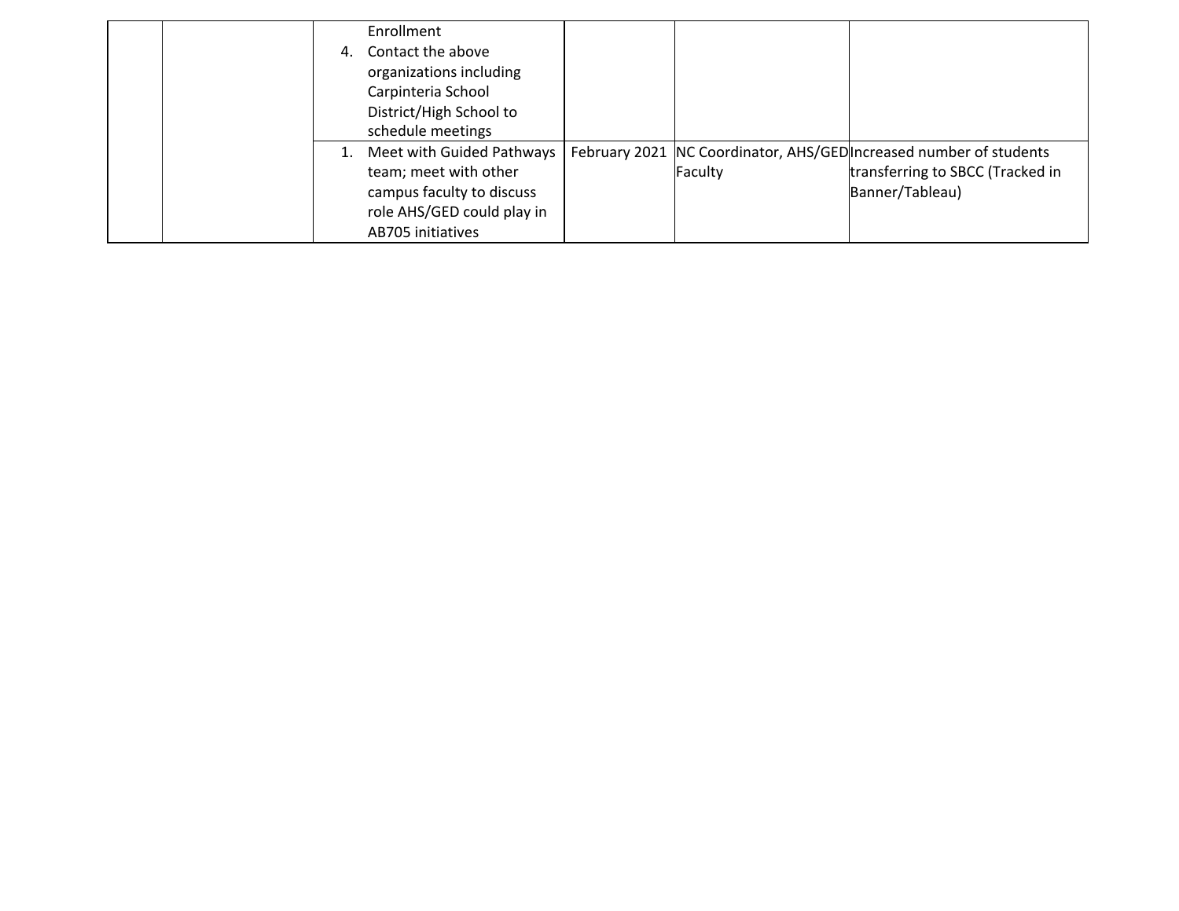| | | | | | |
|---|---|---|---|---|---|
| | | Enrollment<br>4. Contact the above organizations including Carpinteria School District/High School to schedule meetings | | | |
| | | 1. Meet with Guided Pathways team; meet with other campus faculty to discuss role AHS/GED could play in AB705 initiatives | February 2021 | NC Coordinator, AHS/GED Faculty | Increased number of students transferring to SBCC (Tracked in Banner/Tableau) |